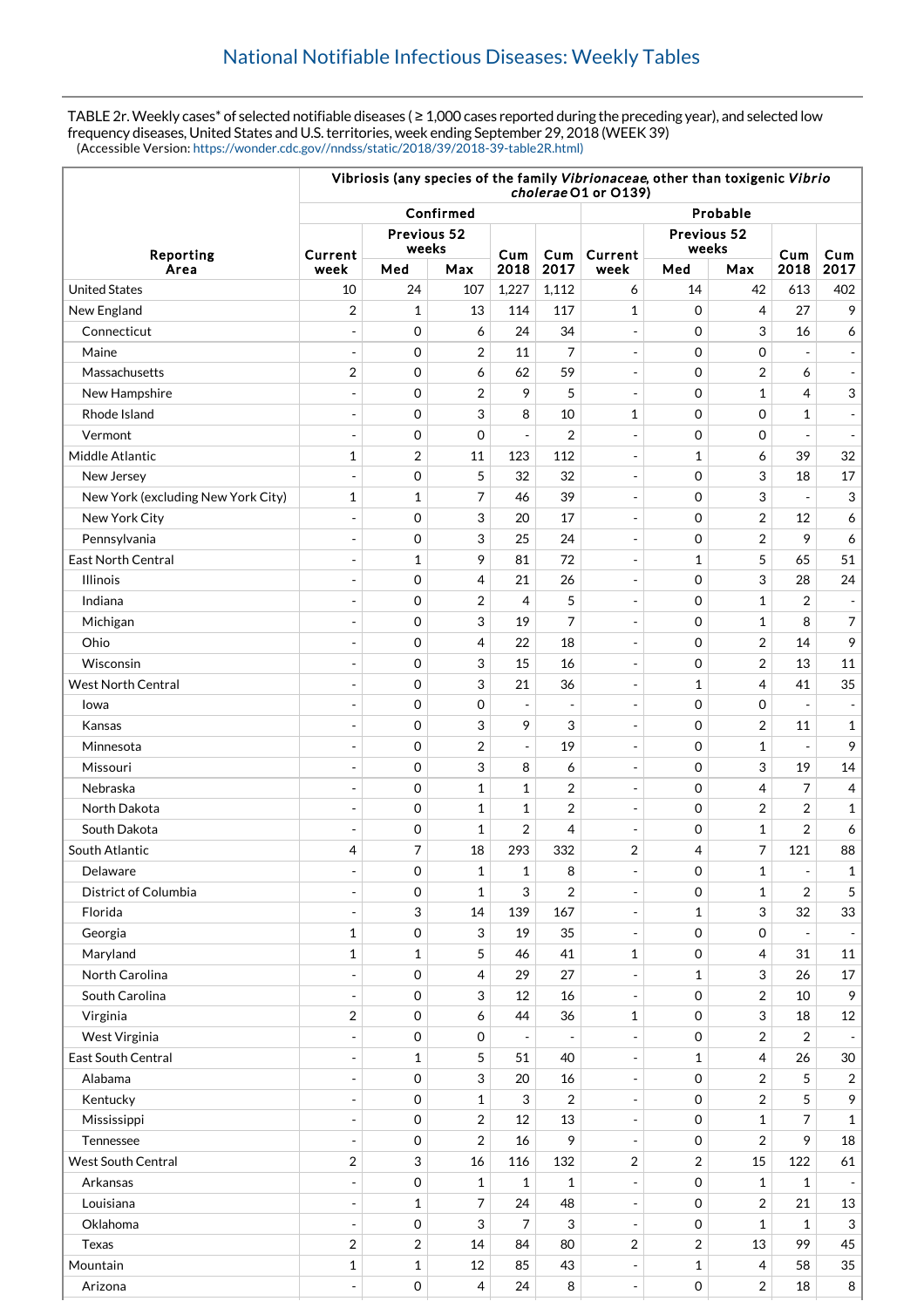## National Notifiable Infectious Diseases: Weekly Tables

TABLE 2r. Weekly cases* of selected notifiable diseases ( ≥ 1,000 cases reported during the preceding year), and selected low frequency diseases, United States and U.S. territories, week ending September 29, 2018 (WEEK 39)
(Accessible Version: https://wonder.cdc.gov//nndss/static/2018/39/2018-39-table2R.html)

| Reporting Area | Vibriosis (any species of the family *Vibrionaceae*, other than toxigenic *Vibrio cholerae* O1 or O139) | | | | | | | | | |
|---|---|---|---|---|---|---|---|---|---|---|
| | Confirmed | | | | | Probable | | | | |
| | Current week | Previous 52 weeks | | Cum 2018 | Cum 2017 | Current week | Previous 52 weeks | | Cum 2018 | Cum 2017 |
| | | Med | Max | | | | Med | Max | | |
| United States | 10 | 24 | 107 | 1,227 | 1,112 | 6 | 14 | 42 | 613 | 402 |
| New England | 2 | 1 | 13 | 114 | 117 | 1 | 0 | 4 | 27 | 9 |
| Connecticut | - | 0 | 6 | 24 | 34 | - | 0 | 3 | 16 | 6 |
| Maine | - | 0 | 2 | 11 | 7 | - | 0 | 0 | - | - |
| Massachusetts | 2 | 0 | 6 | 62 | 59 | - | 0 | 2 | 6 | - |
| New Hampshire | - | 0 | 2 | 9 | 5 | - | 0 | 1 | 4 | 3 |
| Rhode Island | - | 0 | 3 | 8 | 10 | 1 | 0 | 0 | 1 | - |
| Vermont | - | 0 | 0 | - | 2 | - | 0 | 0 | - | - |
| Middle Atlantic | 1 | 2 | 11 | 123 | 112 | - | 1 | 6 | 39 | 32 |
| New Jersey | - | 0 | 5 | 32 | 32 | - | 0 | 3 | 18 | 17 |
| New York (excluding New York City) | 1 | 1 | 7 | 46 | 39 | - | 0 | 3 | - | 3 |
| New York City | - | 0 | 3 | 20 | 17 | - | 0 | 2 | 12 | 6 |
| Pennsylvania | - | 0 | 3 | 25 | 24 | - | 0 | 2 | 9 | 6 |
| East North Central | - | 1 | 9 | 81 | 72 | - | 1 | 5 | 65 | 51 |
| Illinois | - | 0 | 4 | 21 | 26 | - | 0 | 3 | 28 | 24 |
| Indiana | - | 0 | 2 | 4 | 5 | - | 0 | 1 | 2 | - |
| Michigan | - | 0 | 3 | 19 | 7 | - | 0 | 1 | 8 | 7 |
| Ohio | - | 0 | 4 | 22 | 18 | - | 0 | 2 | 14 | 9 |
| Wisconsin | - | 0 | 3 | 15 | 16 | - | 0 | 2 | 13 | 11 |
| West North Central | - | 0 | 3 | 21 | 36 | - | 1 | 4 | 41 | 35 |
| Iowa | - | 0 | 0 | - | - | - | 0 | 0 | - | - |
| Kansas | - | 0 | 3 | 9 | 3 | - | 0 | 2 | 11 | 1 |
| Minnesota | - | 0 | 2 | - | 19 | - | 0 | 1 | - | 9 |
| Missouri | - | 0 | 3 | 8 | 6 | - | 0 | 3 | 19 | 14 |
| Nebraska | - | 0 | 1 | 1 | 2 | - | 0 | 4 | 7 | 4 |
| North Dakota | - | 0 | 1 | 1 | 2 | - | 0 | 2 | 2 | 1 |
| South Dakota | - | 0 | 1 | 2 | 4 | - | 0 | 1 | 2 | 6 |
| South Atlantic | 4 | 7 | 18 | 293 | 332 | 2 | 4 | 7 | 121 | 88 |
| Delaware | - | 0 | 1 | 1 | 8 | - | 0 | 1 | - | 1 |
| District of Columbia | - | 0 | 1 | 3 | 2 | - | 0 | 1 | 2 | 5 |
| Florida | - | 3 | 14 | 139 | 167 | - | 1 | 3 | 32 | 33 |
| Georgia | 1 | 0 | 3 | 19 | 35 | - | 0 | 0 | - | - |
| Maryland | 1 | 1 | 5 | 46 | 41 | 1 | 0 | 4 | 31 | 11 |
| North Carolina | - | 0 | 4 | 29 | 27 | - | 1 | 3 | 26 | 17 |
| South Carolina | - | 0 | 3 | 12 | 16 | - | 0 | 2 | 10 | 9 |
| Virginia | 2 | 0 | 6 | 44 | 36 | 1 | 0 | 3 | 18 | 12 |
| West Virginia | - | 0 | 0 | - | - | - | 0 | 2 | 2 | - |
| East South Central | - | 1 | 5 | 51 | 40 | - | 1 | 4 | 26 | 30 |
| Alabama | - | 0 | 3 | 20 | 16 | - | 0 | 2 | 5 | 2 |
| Kentucky | - | 0 | 1 | 3 | 2 | - | 0 | 2 | 5 | 9 |
| Mississippi | - | 0 | 2 | 12 | 13 | - | 0 | 1 | 7 | 1 |
| Tennessee | - | 0 | 2 | 16 | 9 | - | 0 | 2 | 9 | 18 |
| West South Central | 2 | 3 | 16 | 116 | 132 | 2 | 2 | 15 | 122 | 61 |
| Arkansas | - | 0 | 1 | 1 | 1 | - | 0 | 1 | 1 | - |
| Louisiana | - | 1 | 7 | 24 | 48 | - | 0 | 2 | 21 | 13 |
| Oklahoma | - | 0 | 3 | 7 | 3 | - | 0 | 1 | 1 | 3 |
| Texas | 2 | 2 | 14 | 84 | 80 | 2 | 2 | 13 | 99 | 45 |
| Mountain | 1 | 1 | 12 | 85 | 43 | - | 1 | 4 | 58 | 35 |
| Arizona | - | 0 | 4 | 24 | 8 | - | 0 | 2 | 18 | 8 |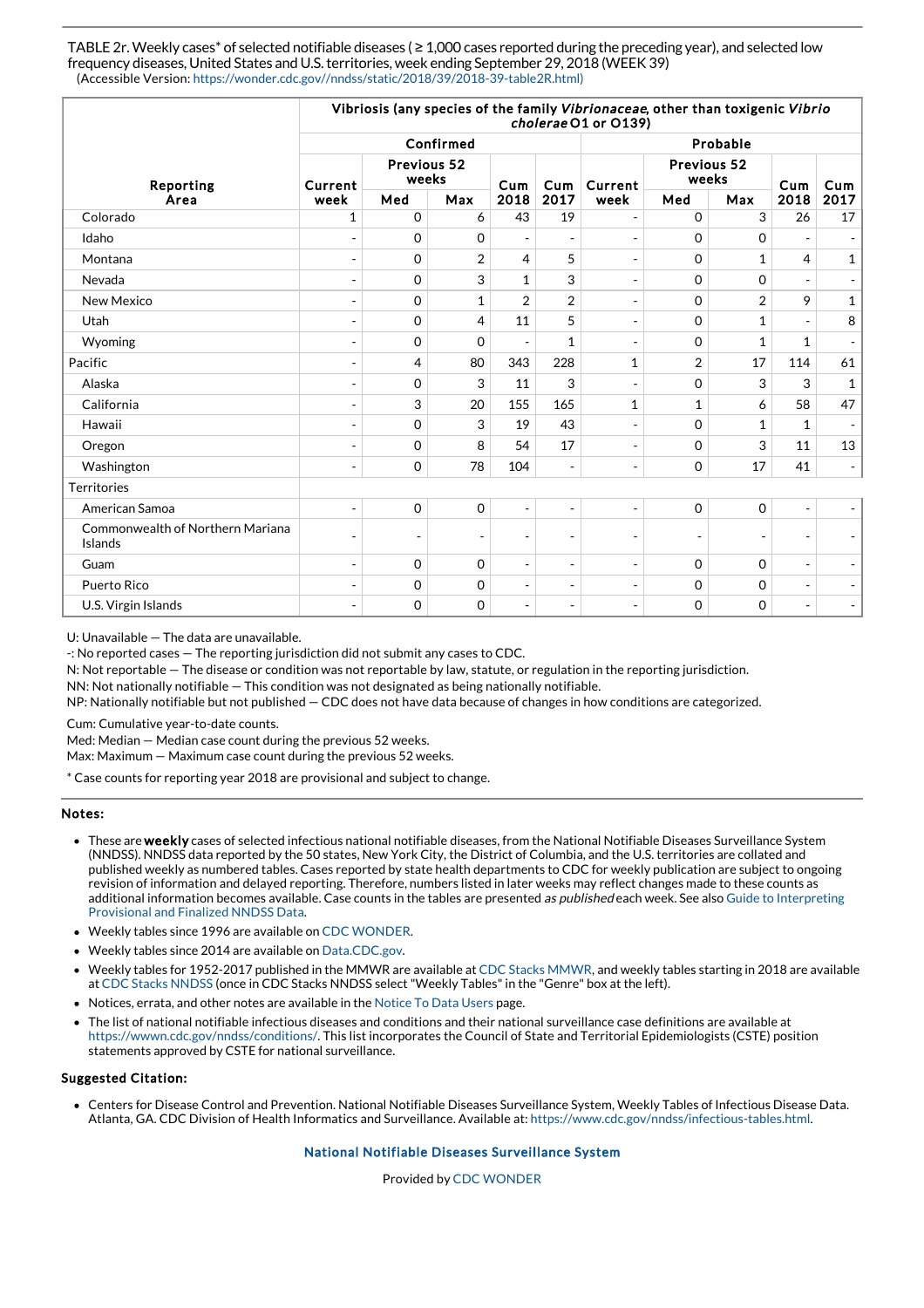TABLE 2r. Weekly cases* of selected notifiable diseases ( ≥ 1,000 cases reported during the preceding year), and selected low frequency diseases, United States and U.S. territories, week ending September 29, 2018 (WEEK 39)
(Accessible Version: https://wonder.cdc.gov//nndss/static/2018/39/2018-39-table2R.html)

| Reporting Area | Vibriosis (any species of the family *Vibrionaceae*, other than toxigenic *Vibrio cholerae* O1 or O139) | | | | | | | | | |
|---|---|---|---|---|---|---|---|---|---|---|
| | Confirmed | | | | | Probable | | | | |
| | Current week | Previous 52 weeks Med | Previous 52 weeks Max | Cum 2018 | Cum 2017 | Current week | Previous 52 weeks Med | Previous 52 weeks Max | Cum 2018 | Cum 2017 |
| Colorado | 1 | 0 | 6 | 43 | 19 | - | 0 | 3 | 26 | 17 |
| Idaho | - | 0 | 0 | - | - | - | 0 | 0 | - | - |
| Montana | - | 0 | 2 | 4 | 5 | - | 0 | 1 | 4 | 1 |
| Nevada | - | 0 | 3 | 1 | 3 | - | 0 | 0 | - | - |
| New Mexico | - | 0 | 1 | 2 | 2 | - | 0 | 2 | 9 | 1 |
| Utah | - | 0 | 4 | 11 | 5 | - | 0 | 1 | - | 8 |
| Wyoming | - | 0 | 0 | - | 1 | - | 0 | 1 | 1 | - |
| Pacific | - | 4 | 80 | 343 | 228 | 1 | 2 | 17 | 114 | 61 |
| Alaska | - | 0 | 3 | 11 | 3 | - | 0 | 3 | 3 | 1 |
| California | - | 3 | 20 | 155 | 165 | 1 | 1 | 6 | 58 | 47 |
| Hawaii | - | 0 | 3 | 19 | 43 | - | 0 | 1 | 1 | - |
| Oregon | - | 0 | 8 | 54 | 17 | - | 0 | 3 | 11 | 13 |
| Washington | - | 0 | 78 | 104 | - | - | 0 | 17 | 41 | - |
| Territories | | | | | | | | | | |
| American Samoa | - | 0 | 0 | - | - | - | 0 | 0 | - | - |
| Commonwealth of Northern Mariana Islands | - | - | - | - | - | - | - | - | - | - |
| Guam | - | 0 | 0 | - | - | - | 0 | 0 | - | - |
| Puerto Rico | - | 0 | 0 | - | - | - | 0 | 0 | - | - |
| U.S. Virgin Islands | - | 0 | 0 | - | - | - | 0 | 0 | - | - |

U: Unavailable — The data are unavailable.
-: No reported cases — The reporting jurisdiction did not submit any cases to CDC.
N: Not reportable — The disease or condition was not reportable by law, statute, or regulation in the reporting jurisdiction.
NN: Not nationally notifiable — This condition was not designated as being nationally notifiable.
NP: Nationally notifiable but not published — CDC does not have data because of changes in how conditions are categorized.

Cum: Cumulative year-to-date counts.
Med: Median — Median case count during the previous 52 weeks.
Max: Maximum — Maximum case count during the previous 52 weeks.

* Case counts for reporting year 2018 are provisional and subject to change.

**Notes:**

- These are **weekly** cases of selected infectious national notifiable diseases, from the National Notifiable Diseases Surveillance System (NNDSS). NNDSS data reported by the 50 states, New York City, the District of Columbia, and the U.S. territories are collated and published weekly as numbered tables. Cases reported by state health departments to CDC for weekly publication are subject to ongoing revision of information and delayed reporting. Therefore, numbers listed in later weeks may reflect changes made to these counts as additional information becomes available. Case counts in the tables are presented *as published* each week. See also Guide to Interpreting Provisional and Finalized NNDSS Data.
- Weekly tables since 1996 are available on CDC WONDER.
- Weekly tables since 2014 are available on Data.CDC.gov.
- Weekly tables for 1952-2017 published in the MMWR are available at CDC Stacks MMWR, and weekly tables starting in 2018 are available at CDC Stacks NNDSS (once in CDC Stacks NNDSS select "Weekly Tables" in the "Genre" box at the left).
- Notices, errata, and other notes are available in the Notice To Data Users page.
- The list of national notifiable infectious diseases and conditions and their national surveillance case definitions are available at https://wwwn.cdc.gov/nndss/conditions/. This list incorporates the Council of State and Territorial Epidemiologists (CSTE) position statements approved by CSTE for national surveillance.

**Suggested Citation:**

- Centers for Disease Control and Prevention. National Notifiable Diseases Surveillance System, Weekly Tables of Infectious Disease Data. Atlanta, GA. CDC Division of Health Informatics and Surveillance. Available at: https://www.cdc.gov/nndss/infectious-tables.html.

National Notifiable Diseases Surveillance System

Provided by CDC WONDER